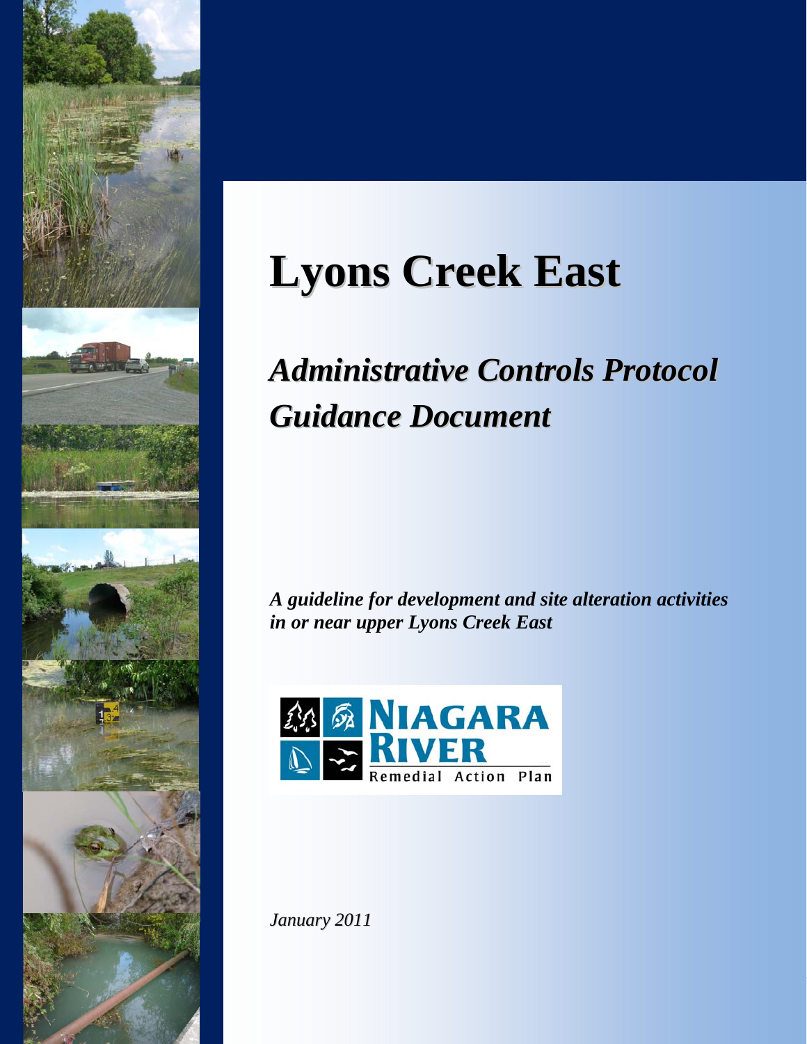# Lyons Creek East

## *Administrative Controls Protocol Guidance Document*

***A guideline for development and site alteration activities in or near upper Lyons Creek East***

NIAGARA RIVER
Remedial Action Plan

*January 2011*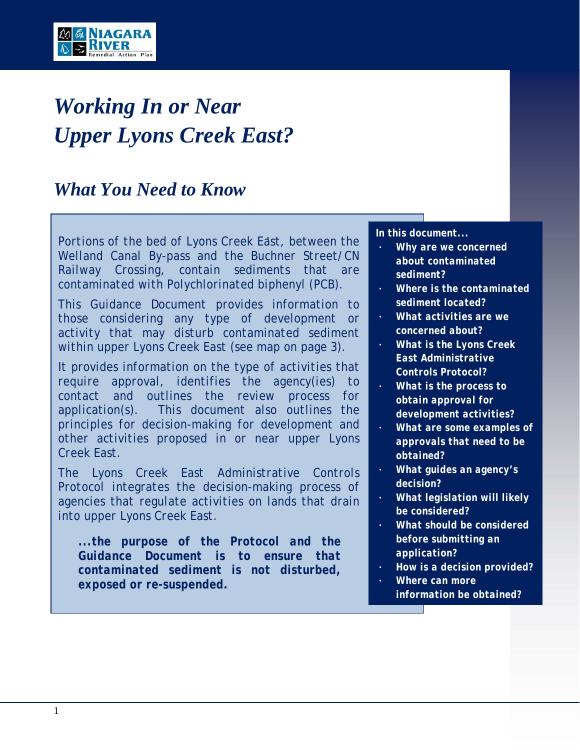# Working In or Near Upper Lyons Creek East?

## What You Need to Know

Portions of the bed of Lyons Creek East, between the Welland Canal By-pass and the Buchner Street/CN Railway Crossing, contain sediments that are contaminated with Polychlorinated biphenyl (PCB).

This Guidance Document provides information to those considering any type of development or activity that may disturb contaminated sediment within upper Lyons Creek East (see map on page 3).

It provides information on the type of activities that require approval, identifies the agency(ies) to contact and outlines the review process for application(s). This document also outlines the principles for decision-making for development and other activities proposed in or near upper Lyons Creek East.

The Lyons Creek East Administrative Controls Protocol integrates the decision-making process of agencies that regulate activities on lands that drain into upper Lyons Creek East.

> **...the purpose of the Protocol and the Guidance Document is to ensure that contaminated sediment is not disturbed, exposed or re-suspended.**

**In this document...**

- **Why are we concerned about contaminated sediment?**
- **Where is the contaminated sediment located?**
- **What activities are we concerned about?**
- **What is the Lyons Creek East Administrative Controls Protocol?**
- **What is the process to obtain approval for development activities?**
- **What are some examples of approvals that need to be obtained?**
- **What guides an agency's decision?**
- **What legislation will likely be considered?**
- **What should be considered before submitting an application?**
- **How is a decision provided?**
- **Where can more information be obtained?**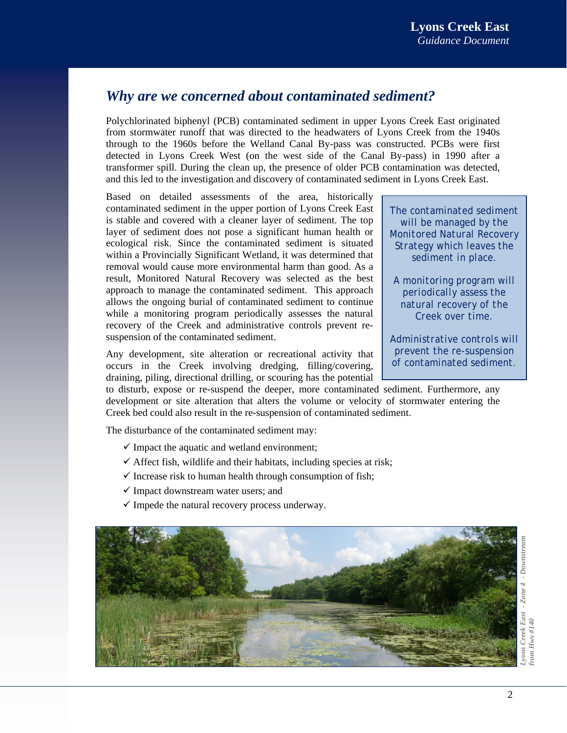## *Why are we concerned about contaminated sediment?*

Polychlorinated biphenyl (PCB) contaminated sediment in upper Lyons Creek East originated from stormwater runoff that was directed to the headwaters of Lyons Creek from the 1940s through to the 1960s before the Welland Canal By-pass was constructed. PCBs were first detected in Lyons Creek West (on the west side of the Canal By-pass) in 1990 after a transformer spill. During the clean up, the presence of older PCB contamination was detected, and this led to the investigation and discovery of contaminated sediment in Lyons Creek East.

Based on detailed assessments of the area, historically contaminated sediment in the upper portion of Lyons Creek East is stable and covered with a cleaner layer of sediment. The top layer of sediment does not pose a significant human health or ecological risk. Since the contaminated sediment is situated within a Provincially Significant Wetland, it was determined that removal would cause more environmental harm than good. As a result, Monitored Natural Recovery was selected as the best approach to manage the contaminated sediment. This approach allows the ongoing burial of contaminated sediment to continue while a monitoring program periodically assesses the natural recovery of the Creek and administrative controls prevent re-suspension of the contaminated sediment.

> The contaminated sediment will be managed by the Monitored Natural Recovery Strategy which leaves the sediment in place.
>
> A monitoring program will periodically assess the natural recovery of the Creek over time.
>
> Administrative controls will prevent the re-suspension of contaminated sediment.

Any development, site alteration or recreational activity that occurs in the Creek involving dredging, filling/covering, draining, piling, directional drilling, or scouring has the potential to disturb, expose or re-suspend the deeper, more contaminated sediment. Furthermore, any development or site alteration that alters the volume or velocity of stormwater entering the Creek bed could also result in the re-suspension of contaminated sediment.

The disturbance of the contaminated sediment may:

- ✓ Impact the aquatic and wetland environment;
- ✓ Affect fish, wildlife and their habitats, including species at risk;
- ✓ Increase risk to human health through consumption of fish;
- ✓ Impact downstream water users; and
- ✓ Impede the natural recovery process underway.

*Lyons Creek East - Zone 4 - Downstream from Hwy #140*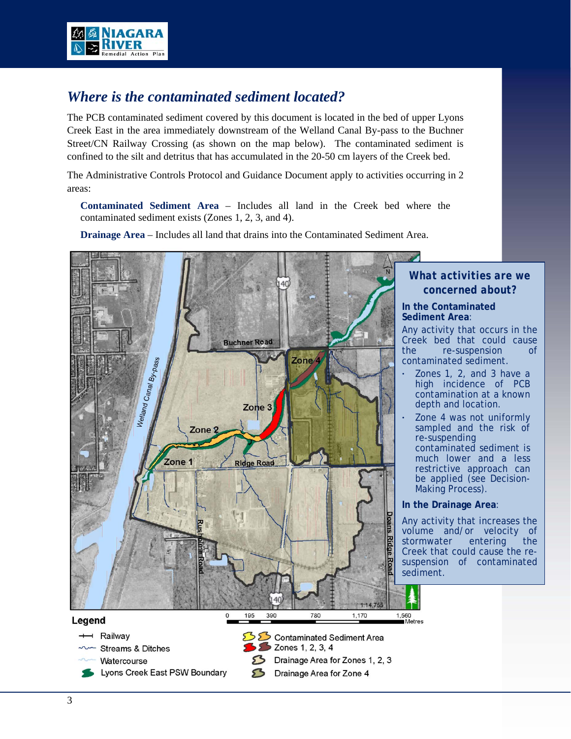## *Where is the contaminated sediment located?*

The PCB contaminated sediment covered by this document is located in the bed of upper Lyons Creek East in the area immediately downstream of the Welland Canal By-pass to the Buchner Street/CN Railway Crossing (as shown on the map below). The contaminated sediment is confined to the silt and detritus that has accumulated in the 20-50 cm layers of the Creek bed.

The Administrative Controls Protocol and Guidance Document apply to activities occurring in 2 areas:

**Contaminated Sediment Area** – Includes all land in the Creek bed where the contaminated sediment exists (Zones 1, 2, 3, and 4).

**Drainage Area** – Includes all land that drains into the Contaminated Sediment Area.

### What activities are we concerned about?

**In the Contaminated Sediment Area**:

Any activity that occurs in the Creek bed that could cause the re-suspension of contaminated sediment.

- Zones 1, 2, and 3 have a high incidence of PCB contamination at a known depth and location.
- Zone 4 was not uniformly sampled and the risk of re-suspending contaminated sediment is much lower and a less restrictive approach can be applied (see Decision-Making Process).

**In the Drainage Area**:

Any activity that increases the volume and/or velocity of stormwater entering the Creek that could cause the re-suspension of contaminated sediment.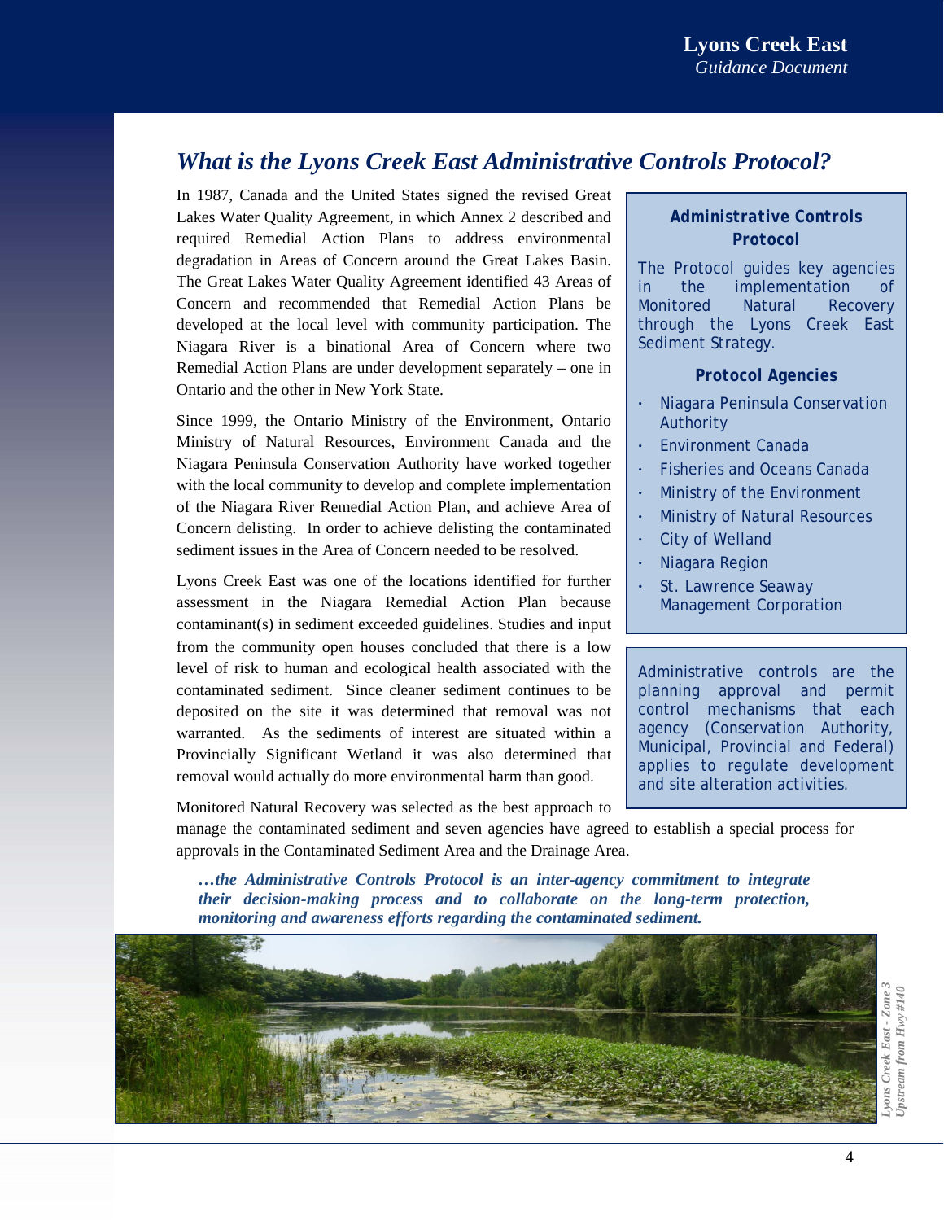## What is the Lyons Creek East Administrative Controls Protocol?

In 1987, Canada and the United States signed the revised Great Lakes Water Quality Agreement, in which Annex 2 described and required Remedial Action Plans to address environmental degradation in Areas of Concern around the Great Lakes Basin. The Great Lakes Water Quality Agreement identified 43 Areas of Concern and recommended that Remedial Action Plans be developed at the local level with community participation. The Niagara River is a binational Area of Concern where two Remedial Action Plans are under development separately – one in Ontario and the other in New York State.

Since 1999, the Ontario Ministry of the Environment, Ontario Ministry of Natural Resources, Environment Canada and the Niagara Peninsula Conservation Authority have worked together with the local community to develop and complete implementation of the Niagara River Remedial Action Plan, and achieve Area of Concern delisting. In order to achieve delisting the contaminated sediment issues in the Area of Concern needed to be resolved.

Lyons Creek East was one of the locations identified for further assessment in the Niagara Remedial Action Plan because contaminant(s) in sediment exceeded guidelines. Studies and input from the community open houses concluded that there is a low level of risk to human and ecological health associated with the contaminated sediment. Since cleaner sediment continues to be deposited on the site it was determined that removal was not warranted. As the sediments of interest are situated within a Provincially Significant Wetland it was also determined that removal would actually do more environmental harm than good.

Monitored Natural Recovery was selected as the best approach to manage the contaminated sediment and seven agencies have agreed to establish a special process for approvals in the Contaminated Sediment Area and the Drainage Area.

***…the Administrative Controls Protocol is an inter-agency commitment to integrate their decision-making process and to collaborate on the long-term protection, monitoring and awareness efforts regarding the contaminated sediment.***

**Administrative Controls Protocol**

The Protocol guides key agencies in the implementation of Monitored Natural Recovery through the Lyons Creek East Sediment Strategy.

**Protocol Agencies**

- Niagara Peninsula Conservation Authority
- Environment Canada
- Fisheries and Oceans Canada
- Ministry of the Environment
- Ministry of Natural Resources
- City of Welland
- Niagara Region
- St. Lawrence Seaway Management Corporation

Administrative controls are the planning approval and permit control mechanisms that each agency (Conservation Authority, Municipal, Provincial and Federal) applies to regulate development and site alteration activities.

*Lyons Creek East - Zone 3 Upstream from Hwy #140*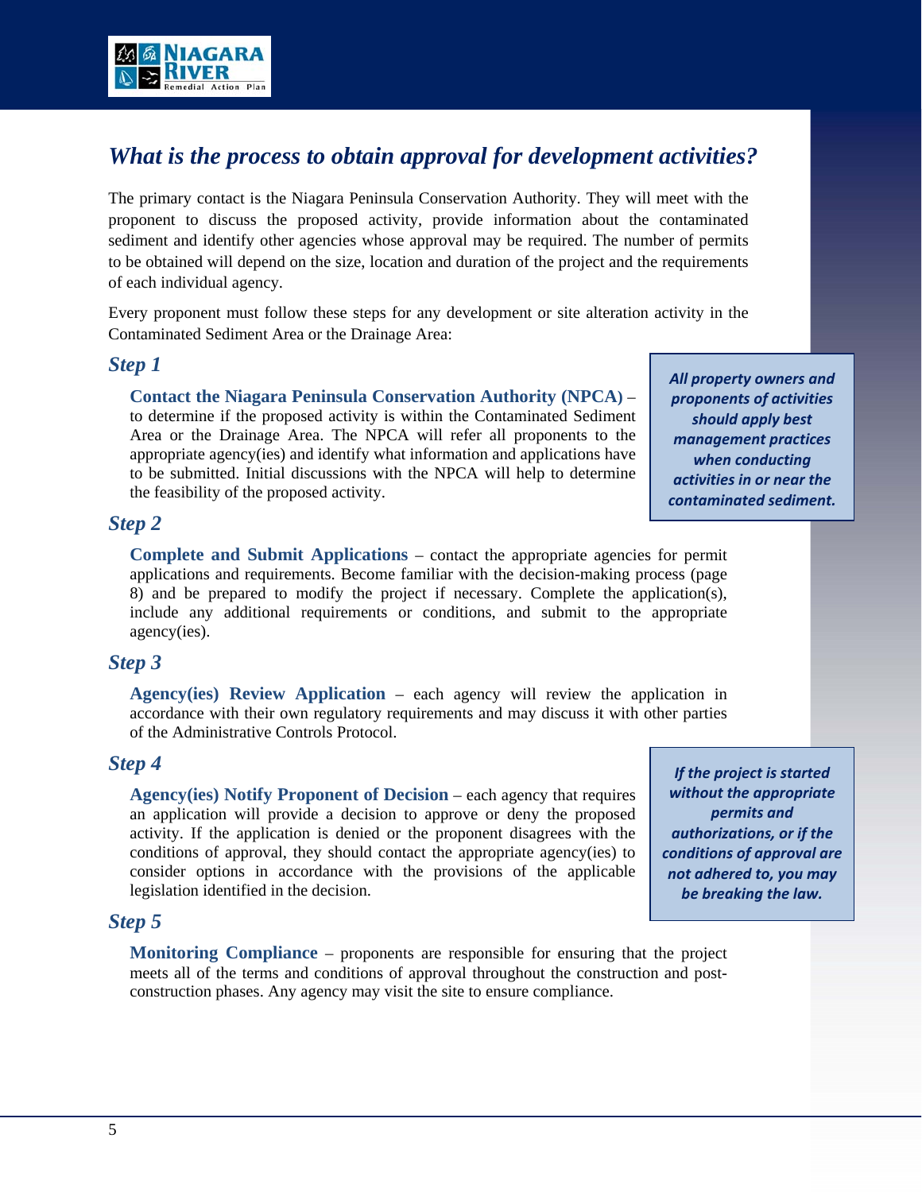## What is the process to obtain approval for development activities?

The primary contact is the Niagara Peninsula Conservation Authority. They will meet with the proponent to discuss the proposed activity, provide information about the contaminated sediment and identify other agencies whose approval may be required. The number of permits to be obtained will depend on the size, location and duration of the project and the requirements of each individual agency.

Every proponent must follow these steps for any development or site alteration activity in the Contaminated Sediment Area or the Drainage Area:

### Step 1

**Contact the Niagara Peninsula Conservation Authority (NPCA)** – to determine if the proposed activity is within the Contaminated Sediment Area or the Drainage Area. The NPCA will refer all proponents to the appropriate agency(ies) and identify what information and applications have to be submitted. Initial discussions with the NPCA will help to determine the feasibility of the proposed activity.

***All property owners and proponents of activities should apply best management practices when conducting activities in or near the contaminated sediment.***

### Step 2

**Complete and Submit Applications** – contact the appropriate agencies for permit applications and requirements. Become familiar with the decision-making process (page 8) and be prepared to modify the project if necessary. Complete the application(s), include any additional requirements or conditions, and submit to the appropriate agency(ies).

### Step 3

**Agency(ies) Review Application** – each agency will review the application in accordance with their own regulatory requirements and may discuss it with other parties of the Administrative Controls Protocol.

### Step 4

**Agency(ies) Notify Proponent of Decision** – each agency that requires an application will provide a decision to approve or deny the proposed activity. If the application is denied or the proponent disagrees with the conditions of approval, they should contact the appropriate agency(ies) to consider options in accordance with the provisions of the applicable legislation identified in the decision.

***If the project is started without the appropriate permits and authorizations, or if the conditions of approval are not adhered to, you may be breaking the law.***

### Step 5

**Monitoring Compliance** – proponents are responsible for ensuring that the project meets all of the terms and conditions of approval throughout the construction and post-construction phases. Any agency may visit the site to ensure compliance.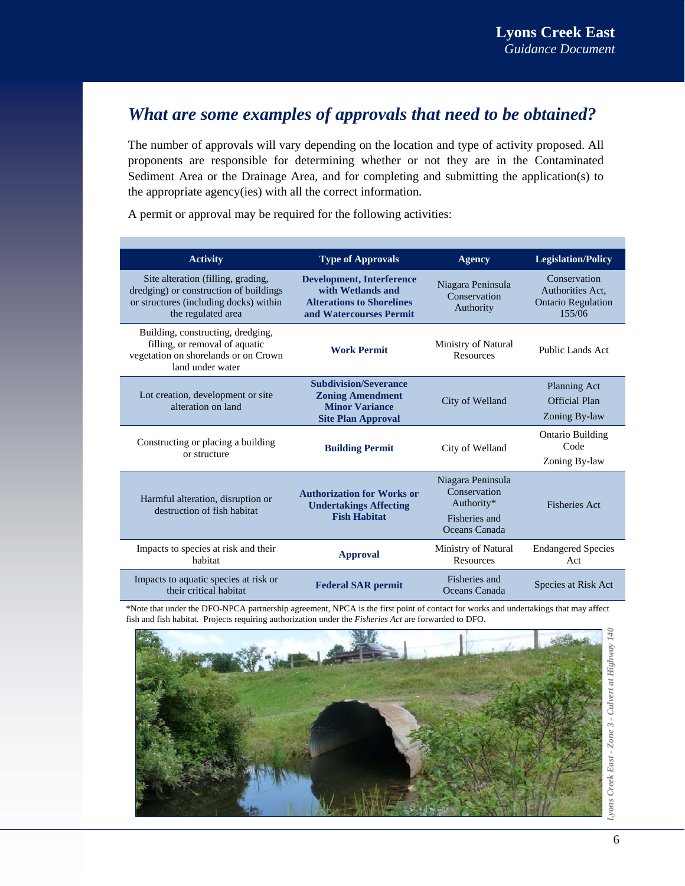## *What are some examples of approvals that need to be obtained?*

The number of approvals will vary depending on the location and type of activity proposed. All proponents are responsible for determining whether or not they are in the Contaminated Sediment Area or the Drainage Area, and for completing and submitting the application(s) to the appropriate agency(ies) with all the correct information.

A permit or approval may be required for the following activities:

| Activity | Type of Approvals | Agency | Legislation/Policy |
|---|---|---|---|
| Site alteration (filling, grading, dredging) or construction of buildings or structures (including docks) within the regulated area | **Development, Interference with Wetlands and Alterations to Shorelines and Watercourses Permit** | Niagara Peninsula Conservation Authority | Conservation Authorities Act, Ontario Regulation 155/06 |
| Building, constructing, dredging, filling, or removal of aquatic vegetation on shorelands or on Crown land under water | **Work Permit** | Ministry of Natural Resources | Public Lands Act |
| Lot creation, development or site alteration on land | **Subdivision/Severance**<br>**Zoning Amendment**<br>**Minor Variance**<br>**Site Plan Approval** | City of Welland | Planning Act<br>Official Plan<br>Zoning By-law |
| Constructing or placing a building or structure | **Building Permit** | City of Welland | Ontario Building Code<br>Zoning By-law |
| Harmful alteration, disruption or destruction of fish habitat | **Authorization for Works or Undertakings Affecting Fish Habitat** | Niagara Peninsula Conservation Authority*<br>Fisheries and Oceans Canada | Fisheries Act |
| Impacts to species at risk and their habitat | **Approval** | Ministry of Natural Resources | Endangered Species Act |
| Impacts to aquatic species at risk or their critical habitat | **Federal SAR permit** | Fisheries and Oceans Canada | Species at Risk Act |

*Note that under the DFO-NPCA partnership agreement, NPCA is the first point of contact for works and undertakings that may affect fish and fish habitat. Projects requiring authorization under the *Fisheries Act* are forwarded to DFO.

*Lyons Creek East - Zone 3 - Culvert at Highway 140*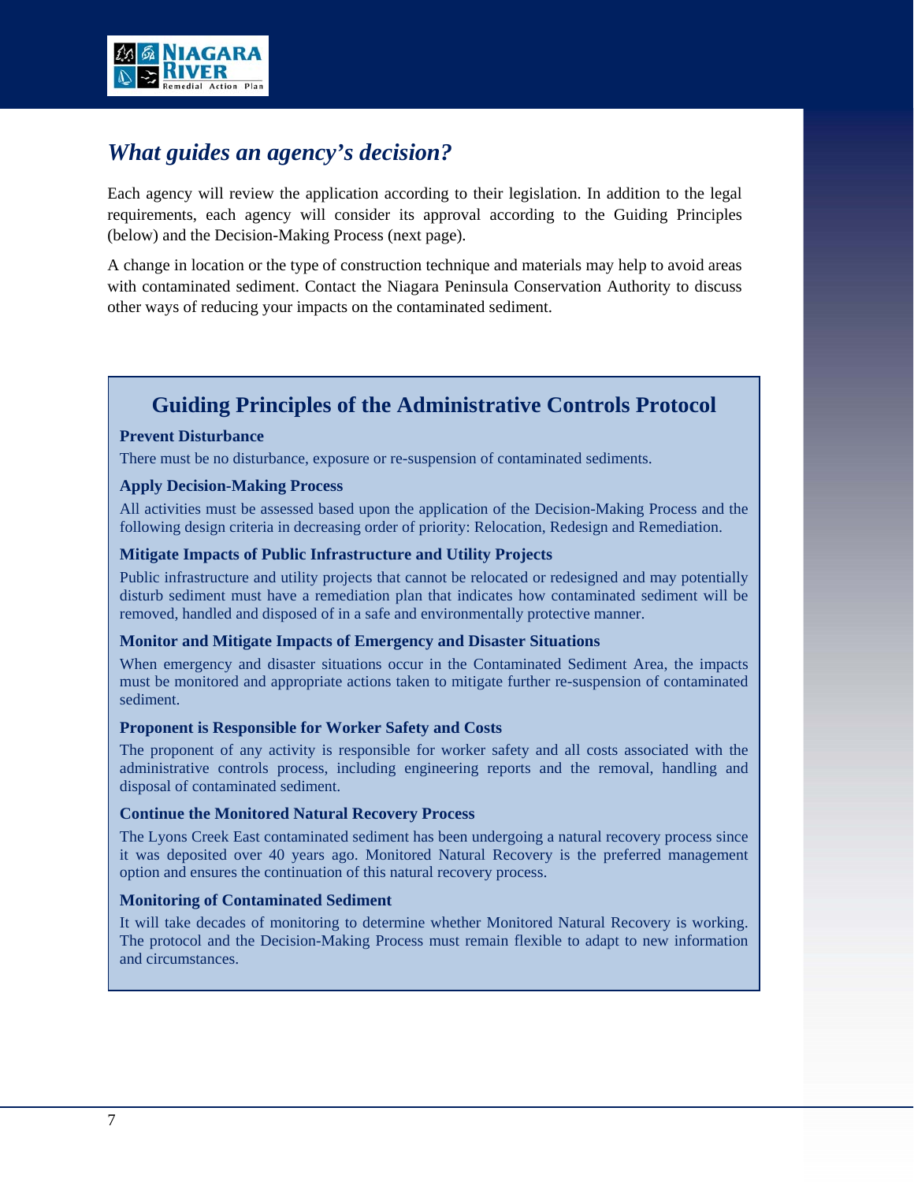## *What guides an agency's decision?*

Each agency will review the application according to their legislation. In addition to the legal requirements, each agency will consider its approval according to the Guiding Principles (below) and the Decision-Making Process (next page).

A change in location or the type of construction technique and materials may help to avoid areas with contaminated sediment. Contact the Niagara Peninsula Conservation Authority to discuss other ways of reducing your impacts on the contaminated sediment.

### Guiding Principles of the Administrative Controls Protocol

**Prevent Disturbance**

There must be no disturbance, exposure or re-suspension of contaminated sediments.

**Apply Decision-Making Process**

All activities must be assessed based upon the application of the Decision-Making Process and the following design criteria in decreasing order of priority: Relocation, Redesign and Remediation.

**Mitigate Impacts of Public Infrastructure and Utility Projects**

Public infrastructure and utility projects that cannot be relocated or redesigned and may potentially disturb sediment must have a remediation plan that indicates how contaminated sediment will be removed, handled and disposed of in a safe and environmentally protective manner.

**Monitor and Mitigate Impacts of Emergency and Disaster Situations**

When emergency and disaster situations occur in the Contaminated Sediment Area, the impacts must be monitored and appropriate actions taken to mitigate further re-suspension of contaminated sediment.

**Proponent is Responsible for Worker Safety and Costs**

The proponent of any activity is responsible for worker safety and all costs associated with the administrative controls process, including engineering reports and the removal, handling and disposal of contaminated sediment.

**Continue the Monitored Natural Recovery Process**

The Lyons Creek East contaminated sediment has been undergoing a natural recovery process since it was deposited over 40 years ago. Monitored Natural Recovery is the preferred management option and ensures the continuation of this natural recovery process.

**Monitoring of Contaminated Sediment**

It will take decades of monitoring to determine whether Monitored Natural Recovery is working. The protocol and the Decision-Making Process must remain flexible to adapt to new information and circumstances.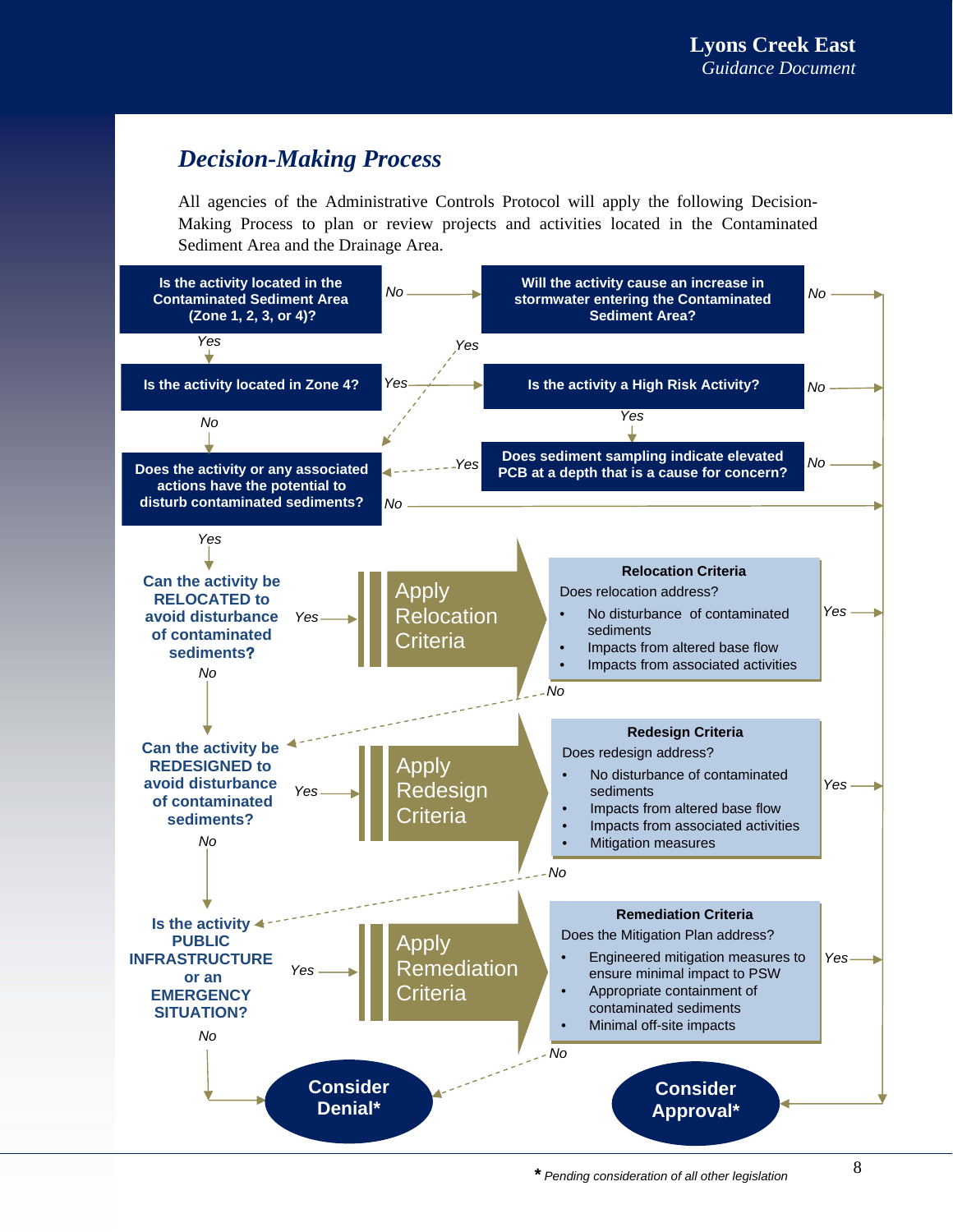## Decision-Making Process

All agencies of the Administrative Controls Protocol will apply the following Decision-Making Process to plan or review projects and activities located in the Contaminated Sediment Area and the Drainage Area.

**Is the activity located in the Contaminated Sediment Area (Zone 1, 2, 3, or 4)?**
- *No* → **Will the activity cause an increase in stormwater entering the Contaminated Sediment Area?**
  - *No* → Consider Approval*
  - *Yes* → **Does the activity or any associated actions have the potential to disturb contaminated sediments?**
- *Yes* → **Is the activity located in Zone 4?**
  - *Yes* → **Is the activity a High Risk Activity?**
    - *No* → Consider Approval*
    - *Yes* → **Does sediment sampling indicate elevated PCB at a depth that is a cause for concern?**
      - *No* → Consider Approval*
      - *Yes* → **Does the activity or any associated actions have the potential to disturb contaminated sediments?**
  - *No* → **Does the activity or any associated actions have the potential to disturb contaminated sediments?**

**Does the activity or any associated actions have the potential to disturb contaminated sediments?**
- *No* → Consider Approval*
- *Yes* → **Can the activity be RELOCATED to avoid disturbance of contaminated sediments?**

**Can the activity be RELOCATED to avoid disturbance of contaminated sediments?**
- *Yes* → **Apply Relocation Criteria**

  **Relocation Criteria**

  Does relocation address?
  - No disturbance of contaminated sediments
  - Impacts from altered base flow
  - Impacts from associated activities

  - *Yes* → Consider Approval*
  - *No* → **Can the activity be REDESIGNED to avoid disturbance of contaminated sediments?**
- *No* → **Can the activity be REDESIGNED to avoid disturbance of contaminated sediments?**

**Can the activity be REDESIGNED to avoid disturbance of contaminated sediments?**
- *Yes* → **Apply Redesign Criteria**

  **Redesign Criteria**

  Does redesign address?
  - No disturbance of contaminated sediments
  - Impacts from altered base flow
  - Impacts from associated activities
  - Mitigation measures

  - *Yes* → Consider Approval*
  - *No* → **Is the activity PUBLIC INFRASTRUCTURE or an EMERGENCY SITUATION?**
- *No* → **Is the activity PUBLIC INFRASTRUCTURE or an EMERGENCY SITUATION?**

**Is the activity PUBLIC INFRASTRUCTURE or an EMERGENCY SITUATION?**
- *Yes* → **Apply Remediation Criteria**

  **Remediation Criteria**

  Does the Mitigation Plan address?
  - Engineered mitigation measures to ensure minimal impact to PSW
  - Appropriate containment of contaminated sediments
  - Minimal off-site impacts

  - *Yes* → Consider Approval*
  - *No* → Consider Denial*
- *No* → Consider Denial*

**Consider Denial***

**Consider Approval***

*\* Pending consideration of all other legislation*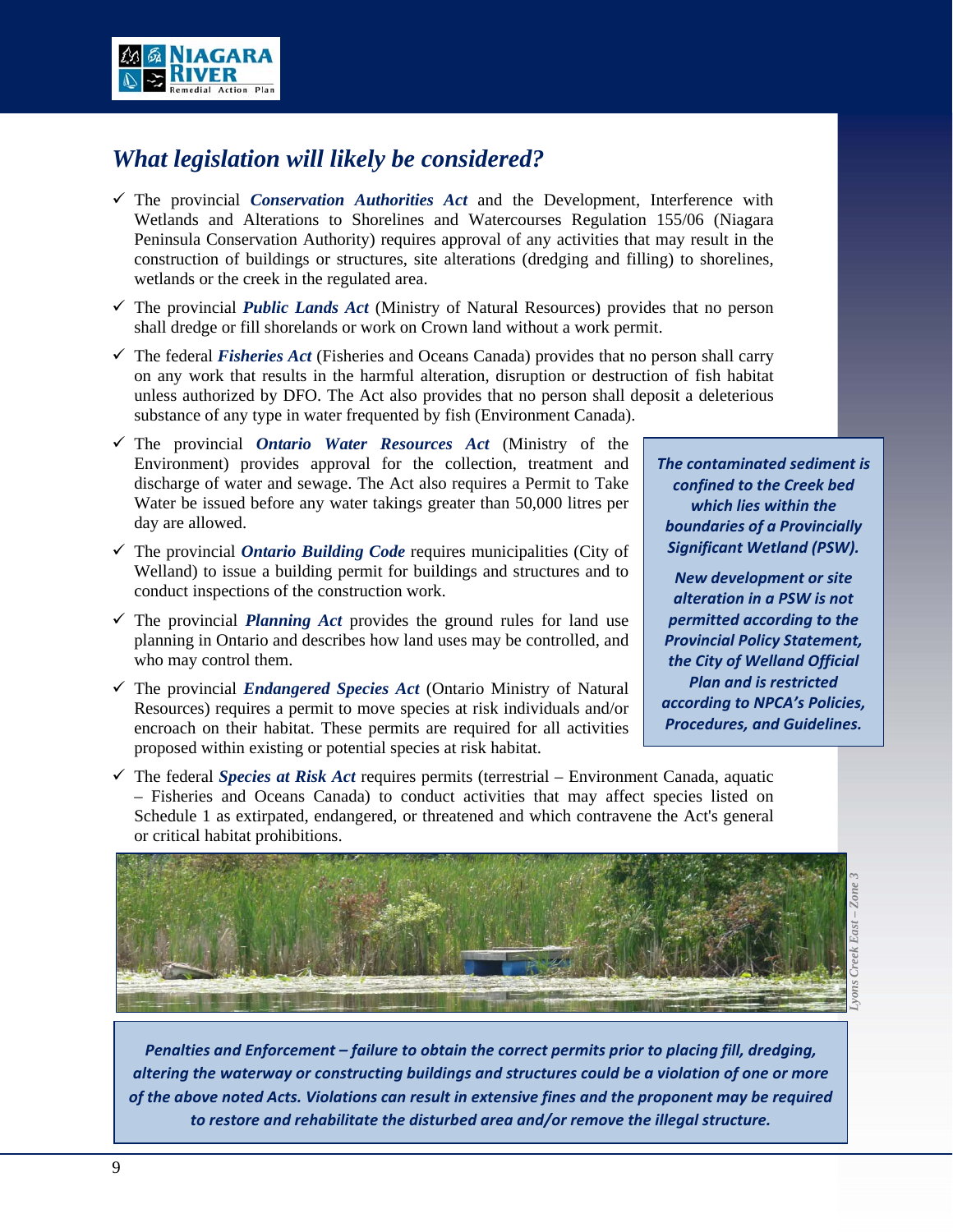## *What legislation will likely be considered?*

- ✓ The provincial ***Conservation Authorities Act*** and the Development, Interference with Wetlands and Alterations to Shorelines and Watercourses Regulation 155/06 (Niagara Peninsula Conservation Authority) requires approval of any activities that may result in the construction of buildings or structures, site alterations (dredging and filling) to shorelines, wetlands or the creek in the regulated area.
- ✓ The provincial ***Public Lands Act*** (Ministry of Natural Resources) provides that no person shall dredge or fill shorelands or work on Crown land without a work permit.
- ✓ The federal ***Fisheries Act*** (Fisheries and Oceans Canada) provides that no person shall carry on any work that results in the harmful alteration, disruption or destruction of fish habitat unless authorized by DFO. The Act also provides that no person shall deposit a deleterious substance of any type in water frequented by fish (Environment Canada).
- ✓ The provincial ***Ontario Water Resources Act*** (Ministry of the Environment) provides approval for the collection, treatment and discharge of water and sewage. The Act also requires a Permit to Take Water be issued before any water takings greater than 50,000 litres per day are allowed.
- ✓ The provincial ***Ontario Building Code*** requires municipalities (City of Welland) to issue a building permit for buildings and structures and to conduct inspections of the construction work.
- ✓ The provincial ***Planning Act*** provides the ground rules for land use planning in Ontario and describes how land uses may be controlled, and who may control them.
- ✓ The provincial ***Endangered Species Act*** (Ontario Ministry of Natural Resources) requires a permit to move species at risk individuals and/or encroach on their habitat. These permits are required for all activities proposed within existing or potential species at risk habitat.
- ✓ The federal ***Species at Risk Act*** requires permits (terrestrial – Environment Canada, aquatic – Fisheries and Oceans Canada) to conduct activities that may affect species listed on Schedule 1 as extirpated, endangered, or threatened and which contravene the Act's general or critical habitat prohibitions.

***The contaminated sediment is confined to the Creek bed which lies within the boundaries of a Provincially Significant Wetland (PSW).***

***New development or site alteration in a PSW is not permitted according to the Provincial Policy Statement, the City of Welland Official Plan and is restricted according to NPCA's Policies, Procedures, and Guidelines.***

*Lyons Creek East – Zone 3*

***Penalties and Enforcement – failure to obtain the correct permits prior to placing fill, dredging, altering the waterway or constructing buildings and structures could be a violation of one or more of the above noted Acts. Violations can result in extensive fines and the proponent may be required to restore and rehabilitate the disturbed area and/or remove the illegal structure.***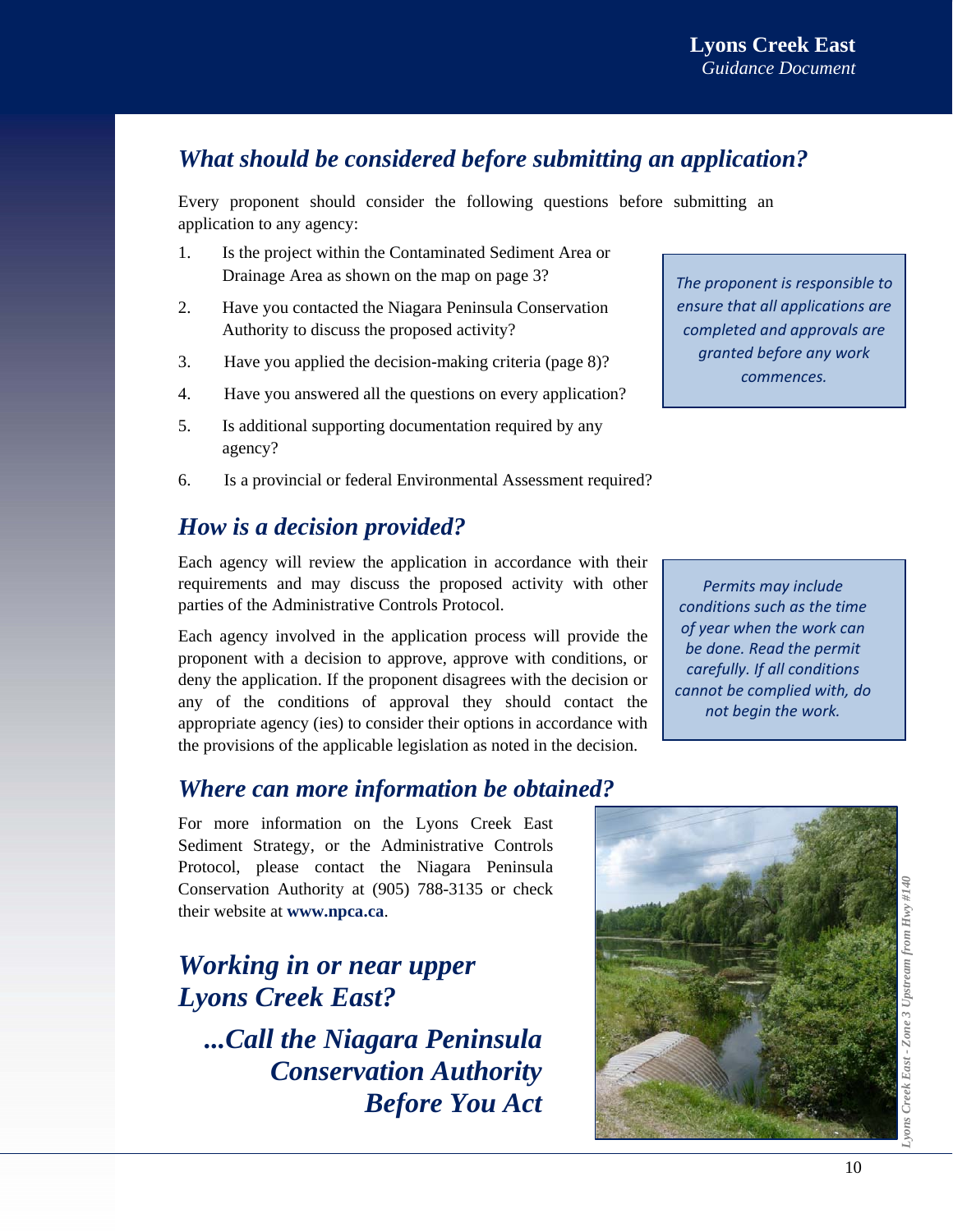## What should be considered before submitting an application?

Every proponent should consider the following questions before submitting an application to any agency:

1. Is the project within the Contaminated Sediment Area or Drainage Area as shown on the map on page 3?
2. Have you contacted the Niagara Peninsula Conservation Authority to discuss the proposed activity?
3. Have you applied the decision-making criteria (page 8)?
4. Have you answered all the questions on every application?
5. Is additional supporting documentation required by any agency?
6. Is a provincial or federal Environmental Assessment required?

*The proponent is responsible to ensure that all applications are completed and approvals are granted before any work commences.*

## How is a decision provided?

Each agency will review the application in accordance with their requirements and may discuss the proposed activity with other parties of the Administrative Controls Protocol.

Each agency involved in the application process will provide the proponent with a decision to approve, approve with conditions, or deny the application. If the proponent disagrees with the decision or any of the conditions of approval they should contact the appropriate agency (ies) to consider their options in accordance with the provisions of the applicable legislation as noted in the decision.

*Permits may include conditions such as the time of year when the work can be done. Read the permit carefully. If all conditions cannot be complied with, do not begin the work.*

## Where can more information be obtained?

For more information on the Lyons Creek East Sediment Strategy, or the Administrative Controls Protocol, please contact the Niagara Peninsula Conservation Authority at (905) 788-3135 or check their website at **www.npca.ca**.

## *Working in or near upper Lyons Creek East?*

### *...Call the Niagara Peninsula Conservation Authority Before You Act*

*Lyons Creek East - Zone 3 Upstream from Hwy #140*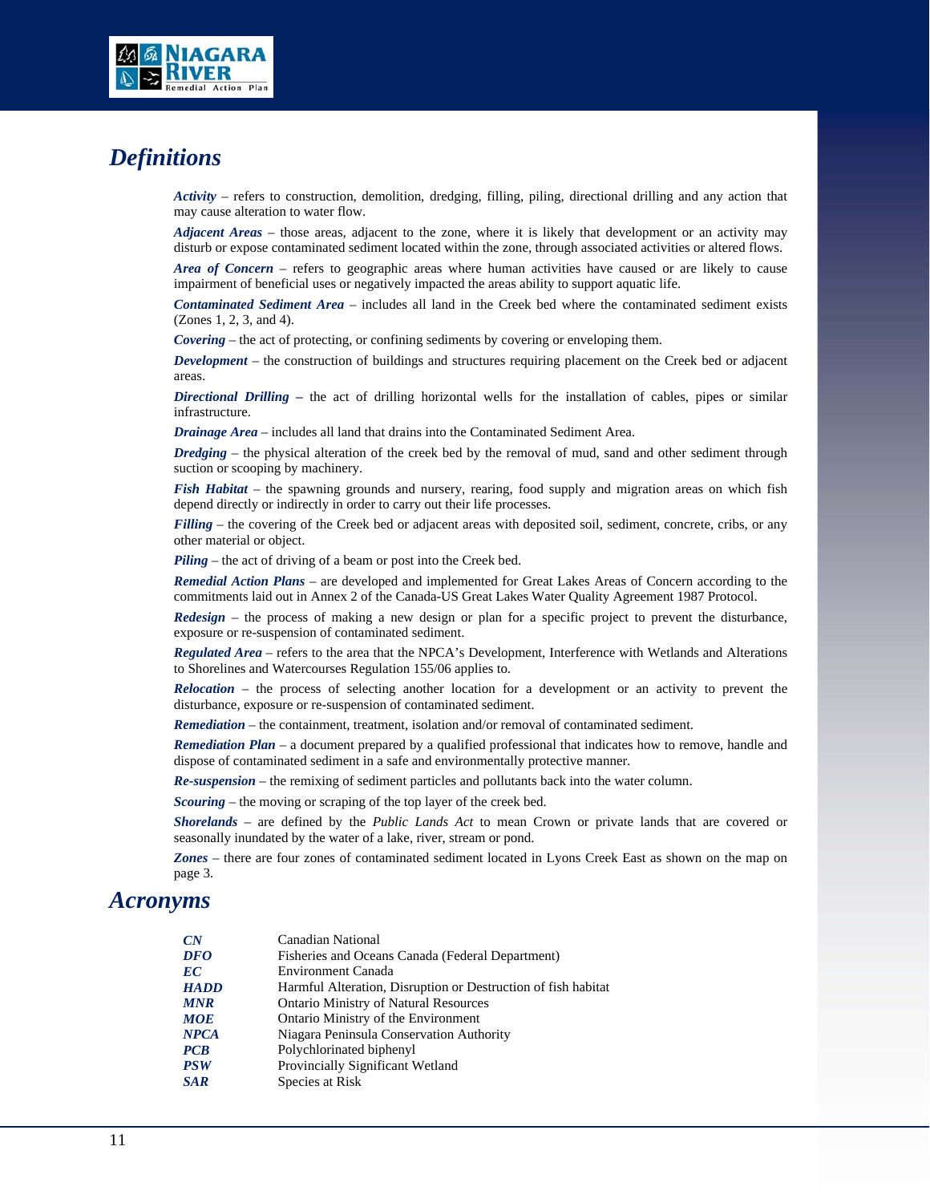# Definitions

***Activity*** – refers to construction, demolition, dredging, filling, piling, directional drilling and any action that may cause alteration to water flow.

***Adjacent Areas*** – those areas, adjacent to the zone, where it is likely that development or an activity may disturb or expose contaminated sediment located within the zone, through associated activities or altered flows.

***Area of Concern*** – refers to geographic areas where human activities have caused or are likely to cause impairment of beneficial uses or negatively impacted the areas ability to support aquatic life.

***Contaminated Sediment Area*** – includes all land in the Creek bed where the contaminated sediment exists (Zones 1, 2, 3, and 4).

***Covering*** – the act of protecting, or confining sediments by covering or enveloping them.

***Development*** – the construction of buildings and structures requiring placement on the Creek bed or adjacent areas.

***Directional Drilling*** – the act of drilling horizontal wells for the installation of cables, pipes or similar infrastructure.

***Drainage Area*** – includes all land that drains into the Contaminated Sediment Area.

***Dredging*** – the physical alteration of the creek bed by the removal of mud, sand and other sediment through suction or scooping by machinery.

***Fish Habitat*** – the spawning grounds and nursery, rearing, food supply and migration areas on which fish depend directly or indirectly in order to carry out their life processes.

***Filling*** – the covering of the Creek bed or adjacent areas with deposited soil, sediment, concrete, cribs, or any other material or object.

***Piling*** – the act of driving of a beam or post into the Creek bed.

***Remedial Action Plans*** – are developed and implemented for Great Lakes Areas of Concern according to the commitments laid out in Annex 2 of the Canada-US Great Lakes Water Quality Agreement 1987 Protocol.

***Redesign*** – the process of making a new design or plan for a specific project to prevent the disturbance, exposure or re-suspension of contaminated sediment.

***Regulated Area*** – refers to the area that the NPCA's Development, Interference with Wetlands and Alterations to Shorelines and Watercourses Regulation 155/06 applies to.

***Relocation*** – the process of selecting another location for a development or an activity to prevent the disturbance, exposure or re-suspension of contaminated sediment.

***Remediation*** – the containment, treatment, isolation and/or removal of contaminated sediment.

***Remediation Plan*** – a document prepared by a qualified professional that indicates how to remove, handle and dispose of contaminated sediment in a safe and environmentally protective manner.

***Re-suspension*** – the remixing of sediment particles and pollutants back into the water column.

***Scouring*** – the moving or scraping of the top layer of the creek bed.

***Shorelands*** – are defined by the *Public Lands Act* to mean Crown or private lands that are covered or seasonally inundated by the water of a lake, river, stream or pond.

***Zones*** – there are four zones of contaminated sediment located in Lyons Creek East as shown on the map on page 3.

# Acronyms

| | |
|---|---|
| ***CN*** | Canadian National |
| ***DFO*** | Fisheries and Oceans Canada (Federal Department) |
| ***EC*** | Environment Canada |
| ***HADD*** | Harmful Alteration, Disruption or Destruction of fish habitat |
| ***MNR*** | Ontario Ministry of Natural Resources |
| ***MOE*** | Ontario Ministry of the Environment |
| ***NPCA*** | Niagara Peninsula Conservation Authority |
| ***PCB*** | Polychlorinated biphenyl |
| ***PSW*** | Provincially Significant Wetland |
| ***SAR*** | Species at Risk |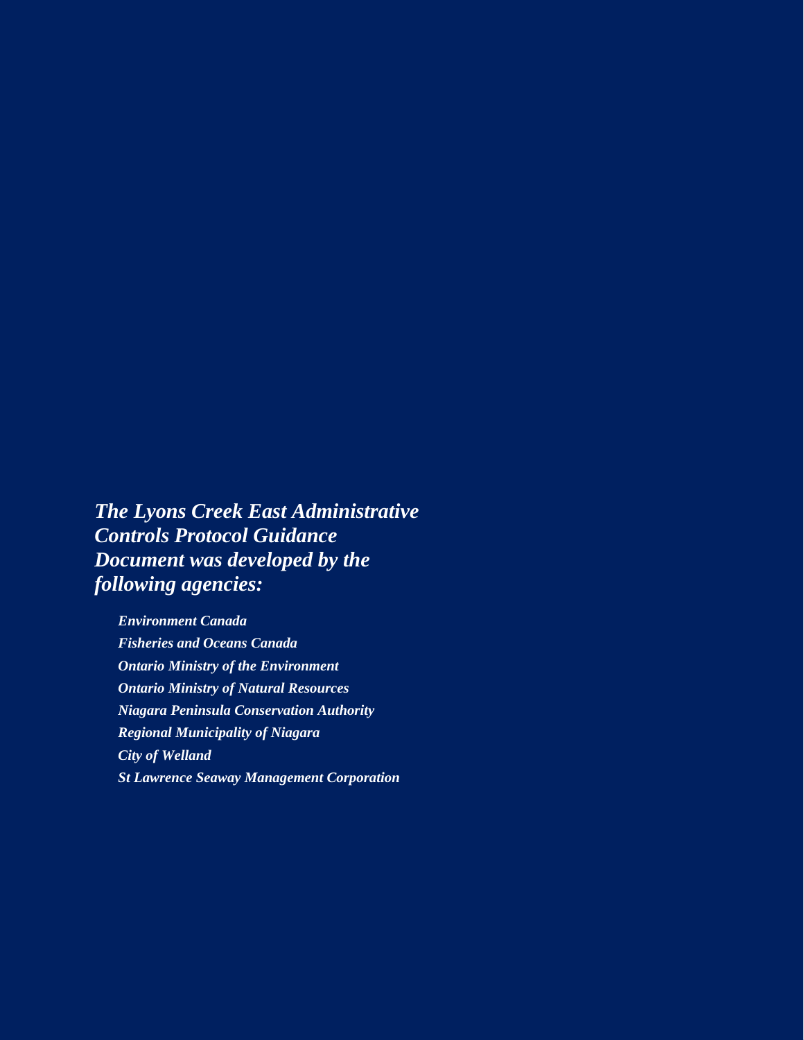***The Lyons Creek East Administrative Controls Protocol Guidance Document was developed by the following agencies:***

*Environment Canada*
*Fisheries and Oceans Canada*
*Ontario Ministry of the Environment*
*Ontario Ministry of Natural Resources*
*Niagara Peninsula Conservation Authority*
*Regional Municipality of Niagara*
*City of Welland*
*St Lawrence Seaway Management Corporation*